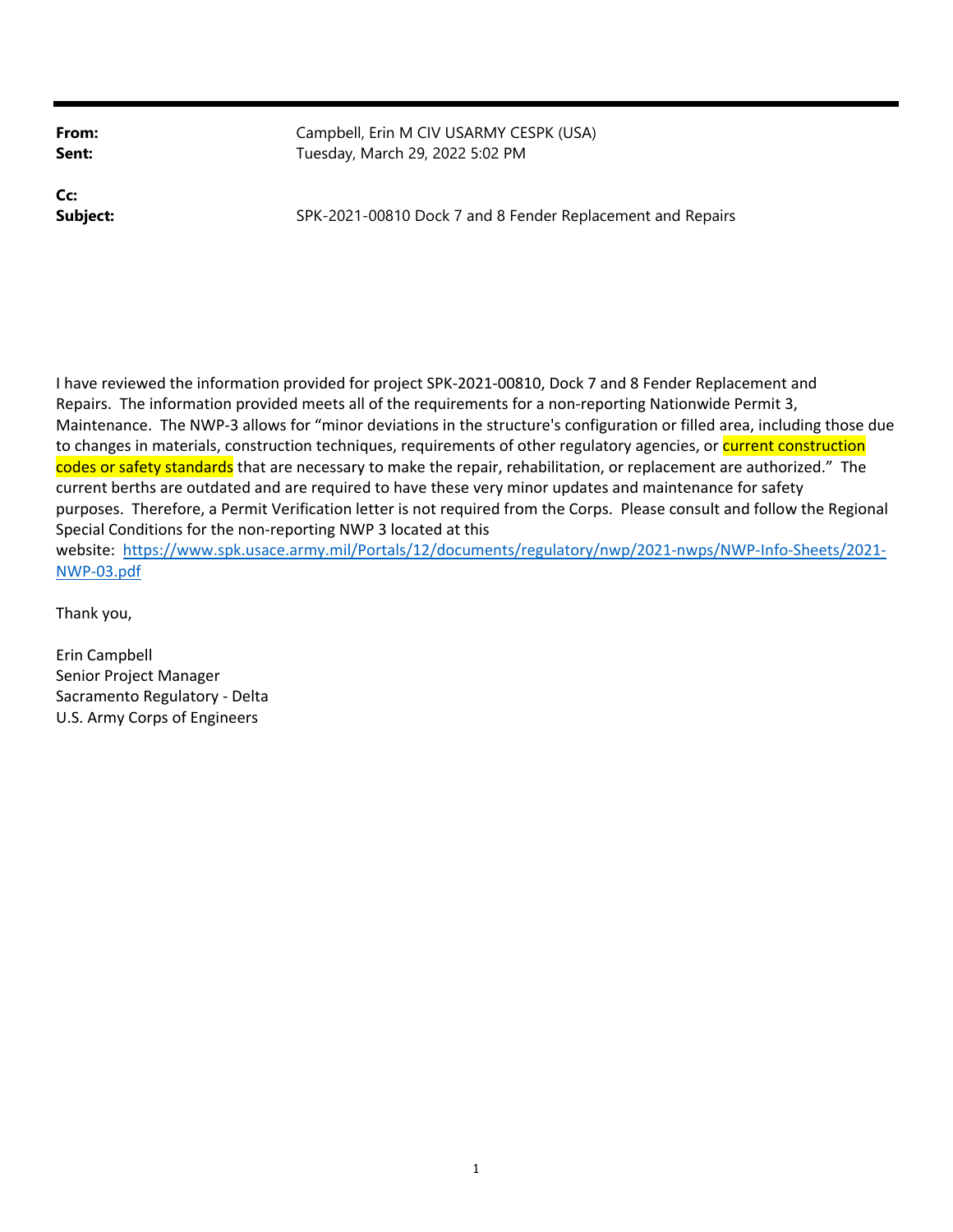**From:** Campbell, Erin M CIV USARMY CESPK (USA)
**Sent:** Tuesday, March 29, 2022 5:02 PM

**Cc:**
**Subject:** SPK-2021-00810 Dock 7 and 8 Fender Replacement and Repairs

I have reviewed the information provided for project SPK-2021-00810, Dock 7 and 8 Fender Replacement and Repairs. The information provided meets all of the requirements for a non-reporting Nationwide Permit 3, Maintenance. The NWP-3 allows for "minor deviations in the structure's configuration or filled area, including those due to changes in materials, construction techniques, requirements of other regulatory agencies, or current construction codes or safety standards that are necessary to make the repair, rehabilitation, or replacement are authorized." The current berths are outdated and are required to have these very minor updates and maintenance for safety purposes. Therefore, a Permit Verification letter is not required from the Corps. Please consult and follow the Regional Special Conditions for the non-reporting NWP 3 located at this website: [https://www.spk.usace.army.mil/Portals/12/documents/regulatory/nwp/2021-nwps/NWP-Info-Sheets/2021-NWP-03.pdf](https://www.spk.usace.army.mil/Portals/12/documents/regulatory/nwp/2021-nwps/NWP-Info-Sheets/2021-NWP-03.pdf)

Thank you,

Erin Campbell
Senior Project Manager
Sacramento Regulatory - Delta
U.S. Army Corps of Engineers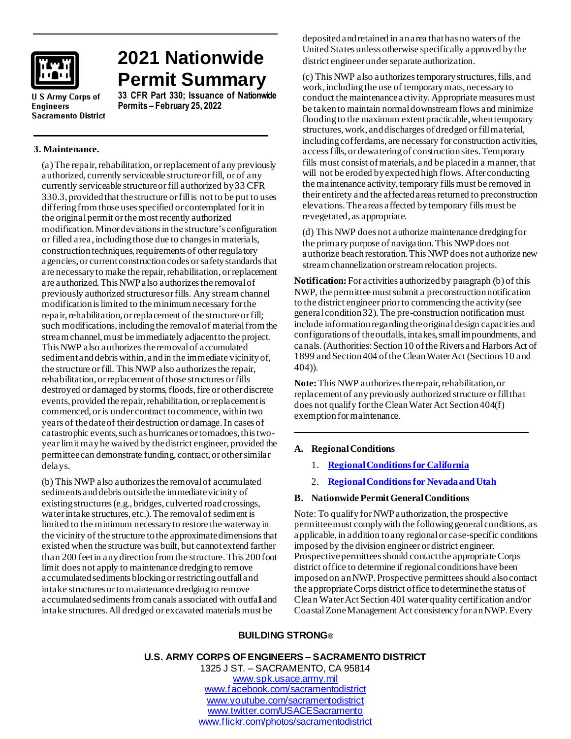### 3. Maintenance.

(a) The repair, rehabilitation, or replacement of any previously authorized, currently serviceable structure or fill, or of any currently serviceable structure or fill authorized by 33 CFR 330.3, provided that the structure or fill is not to be put to uses differing from those uses specified or contemplated for it in the original permit or the most recently authorized modification. Minor deviations in the structure's configuration or filled area, including those due to changes in materials, construction techniques, requirements of other regulatory agencies, or current construction codes or safety standards that are necessary to make the repair, rehabilitation, or replacement are authorized. This NWP also authorizes the removal of previously authorized structures or fills. Any stream channel modification is limited to the minimum necessary for the repair, rehabilitation, or replacement of the structure or fill; such modifications, including the removal of material from the stream channel, must be immediately adjacent to the project. This NWP also authorizes the removal of accumulated sediment and debris within, and in the immediate vicinity of, the structure or fill. This NWP also authorizes the repair, rehabilitation, or replacement of those structures or fills destroyed or damaged by storms, floods, fire or other discrete events, provided the repair, rehabilitation, or replacement is commenced, or is under contract to commence, within two years of the date of their destruction or damage. In cases of catastrophic events, such as hurricanes or tornadoes, this two-year limit may be waived by the district engineer, provided the permittee can demonstrate funding, contract, or other similar delays.

(b) This NWP also authorizes the removal of accumulated sediments and debris outside the immediate vicinity of existing structures (e.g., bridges, culverted road crossings, water intake structures, etc.). The removal of sediment is limited to the minimum necessary to restore the waterway in the vicinity of the structure to the approximate dimensions that existed when the structure was built, but cannot extend farther than 200 feet in any direction from the structure. This 200 foot limit does not apply to maintenance dredging to remove accumulated sediments blocking or restricting outfall and intake structures or to maintenance dredging to remove accumulated sediments from canals associated with outfall and intake structures. All dredged or excavated materials must be deposited and retained in an area that has no waters of the United States unless otherwise specifically approved by the district engineer under separate authorization.

(c) This NWP also authorizes temporary structures, fills, and work, including the use of temporary mats, necessary to conduct the maintenance activity. Appropriate measures must be taken to maintain normal downstream flows and minimize flooding to the maximum extent practicable, when temporary structures, work, and discharges of dredged or fill material, including cofferdams, are necessary for construction activities, access fills, or dewatering of construction sites. Temporary fills must consist of materials, and be placed in a manner, that will not be eroded by expected high flows. After conducting the maintenance activity, temporary fills must be removed in their entirety and the affected areas returned to preconstruction elevations. The areas affected by temporary fills must be revegetated, as appropriate.

(d) This NWP does not authorize maintenance dredging for the primary purpose of navigation. This NWP does not authorize beach restoration. This NWP does not authorize new stream channelization or stream relocation projects.

**Notification:** For activities authorized by paragraph (b) of this NWP, the permittee must submit a preconstruction notification to the district engineer prior to commencing the activity (see general condition 32). The pre-construction notification must include information regarding the original design capacities and configurations of the outfalls, intakes, small impoundments, and canals. (Authorities: Section 10 of the Rivers and Harbors Act of 1899 and Section 404 of the Clean Water Act (Sections 10 and 404)).

**Note:** This NWP authorizes the repair, rehabilitation, or replacement of any previously authorized structure or fill that does not qualify for the Clean Water Act Section 404(f) exemption for maintenance.

---

**A. Regional Conditions**

1. **Regional Conditions for California**
2. **Regional Conditions for Nevada and Utah**

**B. Nationwide Permit General Conditions**

Note: To qualify for NWP authorization, the prospective permittee must comply with the following general conditions, as applicable, in addition to any regional or case-specific conditions imposed by the division engineer or district engineer. Prospective permittees should contact the appropriate Corps district office to determine if regional conditions have been imposed on an NWP. Prospective permittees should also contact the appropriate Corps district office to determine the status of Clean Water Act Section 401 water quality certification and/or Coastal Zone Management Act consistency for an NWP. Every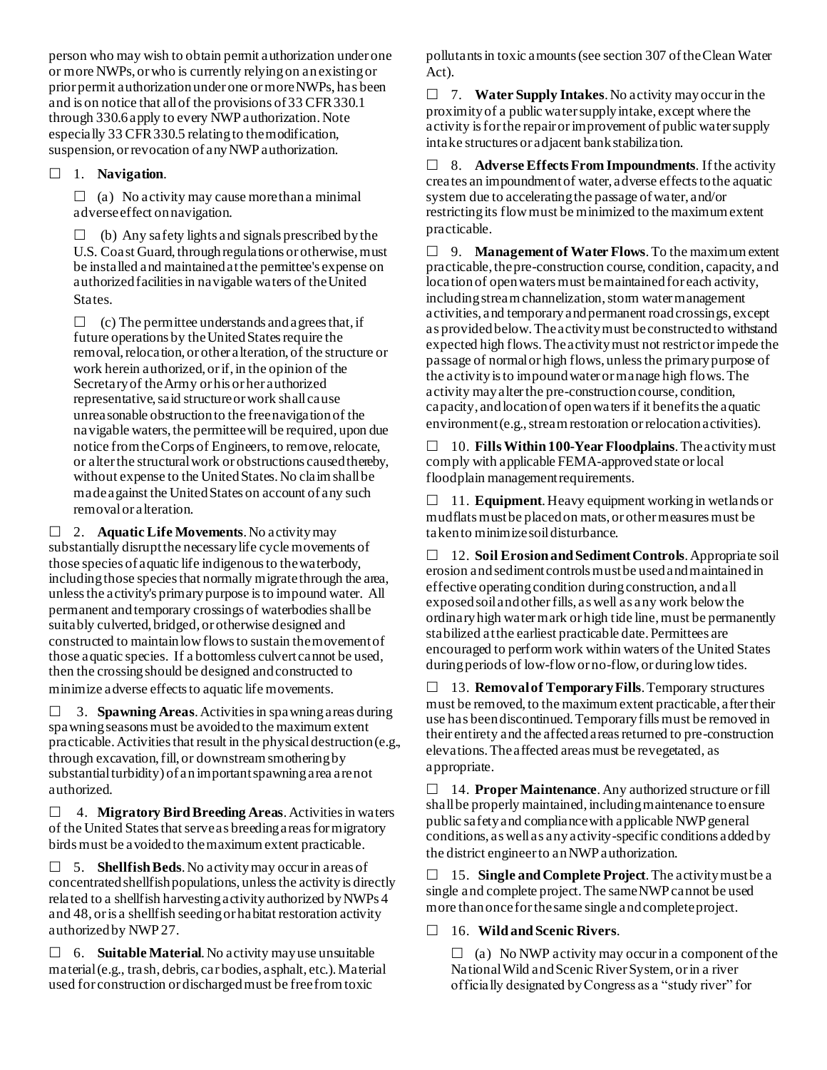person who may wish to obtain permit authorization under one or more NWPs, or who is currently relying on an existing or prior permit authorization under one or more NWPs, has been and is on notice that all of the provisions of 33 CFR 330.1 through 330.6 apply to every NWP authorization. Note especially 33 CFR 330.5 relating to the modification, suspension, or revocation of any NWP authorization.

☐ 1. **Navigation**.

☐ (a) No activity may cause more than a minimal adverse effect on navigation.

☐ (b) Any safety lights and signals prescribed by the U.S. Coast Guard, through regulations or otherwise, must be installed and maintained at the permittee's expense on authorized facilities in navigable waters of the United States.

☐ (c) The permittee understands and agrees that, if future operations by the United States require the removal, relocation, or other alteration, of the structure or work herein authorized, or if, in the opinion of the Secretary of the Army or his or her authorized representative, said structure or work shall cause unreasonable obstruction to the free navigation of the navigable waters, the permittee will be required, upon due notice from the Corps of Engineers, to remove, relocate, or alter the structural work or obstructions caused thereby, without expense to the United States. No claim shall be made against the United States on account of any such removal or alteration.

☐ 2. **Aquatic Life Movements**. No activity may substantially disrupt the necessary life cycle movements of those species of aquatic life indigenous to the waterbody, including those species that normally migrate through the area, unless the activity's primary purpose is to impound water. All permanent and temporary crossings of waterbodies shall be suitably culverted, bridged, or otherwise designed and constructed to maintain low flows to sustain the movement of those aquatic species. If a bottomless culvert cannot be used, then the crossing should be designed and constructed to minimize adverse effects to aquatic life movements.

☐ 3. **Spawning Areas**. Activities in spawning areas during spawning seasons must be avoided to the maximum extent practicable. Activities that result in the physical destruction (e.g., through excavation, fill, or downstream smothering by substantial turbidity) of an important spawning area are not authorized.

☐ 4. **Migratory Bird Breeding Areas**. Activities in waters of the United States that serve as breeding areas for migratory birds must be avoided to the maximum extent practicable.

☐ 5. **Shellfish Beds**. No activity may occur in areas of concentrated shellfish populations, unless the activity is directly related to a shellfish harvesting activity authorized by NWPs 4 and 48, or is a shellfish seeding or habitat restoration activity authorized by NWP 27.

☐ 6. **Suitable Material**. No activity may use unsuitable material (e.g., trash, debris, car bodies, asphalt, etc.). Material used for construction or discharged must be free from toxic pollutants in toxic amounts (see section 307 of the Clean Water Act).

☐ 7. **Water Supply Intakes**. No activity may occur in the proximity of a public water supply intake, except where the activity is for the repair or improvement of public water supply intake structures or adjacent bank stabilization.

☐ 8. **Adverse Effects From Impoundments**. If the activity creates an impoundment of water, adverse effects to the aquatic system due to accelerating the passage of water, and/or restricting its flow must be minimized to the maximum extent practicable.

☐ 9. **Management of Water Flows**. To the maximum extent practicable, the pre-construction course, condition, capacity, and location of open waters must be maintained for each activity, including stream channelization, storm water management activities, and temporary and permanent road crossings, except as provided below. The activity must be constructed to withstand expected high flows. The activity must not restrict or impede the passage of normal or high flows, unless the primary purpose of the activity is to impound water or manage high flows. The activity may alter the pre-construction course, condition, capacity, and location of open waters if it benefits the aquatic environment (e.g., stream restoration or relocation activities).

☐ 10. **Fills Within 100-Year Floodplains**. The activity must comply with applicable FEMA-approved state or local floodplain management requirements.

☐ 11. **Equipment**. Heavy equipment working in wetlands or mudflats must be placed on mats, or other measures must be taken to minimize soil disturbance.

☐ 12. **Soil Erosion and Sediment Controls**. Appropriate soil erosion and sediment controls must be used and maintained in effective operating condition during construction, and all exposed soil and other fills, as well as any work below the ordinary high water mark or high tide line, must be permanently stabilized at the earliest practicable date. Permittees are encouraged to perform work within waters of the United States during periods of low-flow or no-flow, or during low tides.

☐ 13. **Removal of Temporary Fills**. Temporary structures must be removed, to the maximum extent practicable, after their use has been discontinued. Temporary fills must be removed in their entirety and the affected areas returned to pre-construction elevations. The affected areas must be revegetated, as appropriate.

☐ 14. **Proper Maintenance**. Any authorized structure or fill shall be properly maintained, including maintenance to ensure public safety and compliance with applicable NWP general conditions, as well as any activity-specific conditions added by the district engineer to an NWP authorization.

☐ 15. **Single and Complete Project**. The activity must be a single and complete project. The same NWP cannot be used more than once for the same single and complete project.

☐ 16. **Wild and Scenic Rivers**.

☐ (a) No NWP activity may occur in a component of the National Wild and Scenic River System, or in a river officially designated by Congress as a "study river" for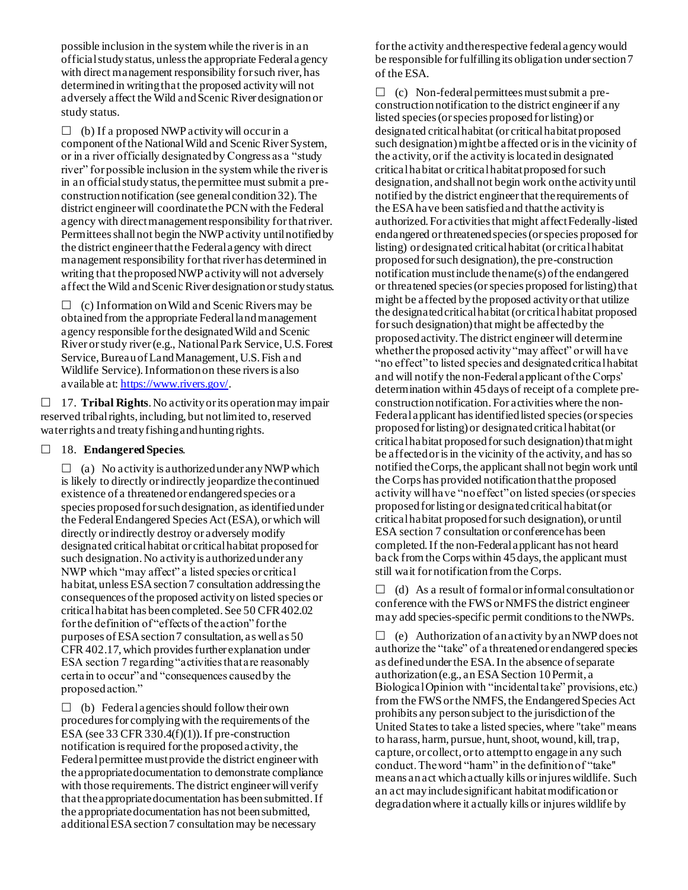possible inclusion in the system while the river is in an official study status, unless the appropriate Federal agency with direct management responsibility for such river, has determined in writing that the proposed activity will not adversely affect the Wild and Scenic River designation or study status.

☐ (b) If a proposed NWP activity will occur in a component of the National Wild and Scenic River System, or in a river officially designated by Congress as a "study river" for possible inclusion in the system while the river is in an official study status, the permittee must submit a pre-construction notification (see general condition 32). The district engineer will coordinate the PCN with the Federal agency with direct management responsibility for that river. Permittees shall not begin the NWP activity until notified by the district engineer that the Federal agency with direct management responsibility for that river has determined in writing that the proposed NWP activity will not adversely affect the Wild and Scenic River designation or study status.

☐ (c) Information on Wild and Scenic Rivers may be obtained from the appropriate Federal land management agency responsible for the designated Wild and Scenic River or study river (e.g., National Park Service, U.S. Forest Service, Bureau of Land Management, U.S. Fish and Wildlife Service). Information on these rivers is also available at: https://www.rivers.gov/.

☐ 17. **Tribal Rights**. No activity or its operation may impair reserved tribal rights, including, but not limited to, reserved water rights and treaty fishing and hunting rights.

☐ 18. **Endangered Species**.

☐ (a) No activity is authorized under any NWP which is likely to directly or indirectly jeopardize the continued existence of a threatened or endangered species or a species proposed for such designation, as identified under the Federal Endangered Species Act (ESA), or which will directly or indirectly destroy or adversely modify designated critical habitat or critical habitat proposed for such designation. No activity is authorized under any NWP which "may affect" a listed species or critical habitat, unless ESA section 7 consultation addressing the consequences of the proposed activity on listed species or critical habitat has been completed. See 50 CFR 402.02 for the definition of "effects of the action" for the purposes of ESA section 7 consultation, as well as 50 CFR 402.17, which provides further explanation under ESA section 7 regarding "activities that are reasonably certain to occur" and "consequences caused by the proposed action."

☐ (b) Federal agencies should follow their own procedures for complying with the requirements of the ESA (see 33 CFR 330.4(f)(1)). If pre-construction notification is required for the proposed activity, the Federal permittee must provide the district engineer with the appropriate documentation to demonstrate compliance with those requirements. The district engineer will verify that the appropriate documentation has been submitted. If the appropriate documentation has not been submitted, additional ESA section 7 consultation may be necessary for the activity and the respective federal agency would be responsible for fulfilling its obligation under section 7 of the ESA.

☐ (c) Non-federal permittees must submit a pre-construction notification to the district engineer if any listed species (or species proposed for listing) or designated critical habitat (or critical habitat proposed such designation) might be affected or is in the vicinity of the activity, or if the activity is located in designated critical habitat or critical habitat proposed for such designation, and shall not begin work on the activity until notified by the district engineer that the requirements of the ESA have been satisfied and that the activity is authorized. For activities that might affect Federally-listed endangered or threatened species (or species proposed for listing) or designated critical habitat (or critical habitat proposed for such designation), the pre-construction notification must include the name(s) of the endangered or threatened species (or species proposed for listing) that might be affected by the proposed activity or that utilize the designated critical habitat (or critical habitat proposed for such designation) that might be affected by the proposed activity. The district engineer will determine whether the proposed activity "may affect" or will have "no effect" to listed species and designated critical habitat and will notify the non-Federal applicant of the Corps' determination within 45 days of receipt of a complete pre-construction notification. For activities where the non-Federal applicant has identified listed species (or species proposed for listing) or designated critical habitat (or critical habitat proposed for such designation) that might be affected or is in the vicinity of the activity, and has so notified the Corps, the applicant shall not begin work until the Corps has provided notification that the proposed activity will have "no effect" on listed species (or species proposed for listing or designated critical habitat (or critical habitat proposed for such designation), or until ESA section 7 consultation or conference has been completed. If the non-Federal applicant has not heard back from the Corps within 45 days, the applicant must still wait for notification from the Corps.

☐ (d) As a result of formal or informal consultation or conference with the FWS or NMFS the district engineer may add species-specific permit conditions to the NWPs.

☐ (e) Authorization of an activity by an NWP does not authorize the "take" of a threatened or endangered species as defined under the ESA. In the absence of separate authorization (e.g., an ESA Section 10 Permit, a Biological Opinion with "incidental take" provisions, etc.) from the FWS or the NMFS, the Endangered Species Act prohibits any person subject to the jurisdiction of the United States to take a listed species, where "take" means to harass, harm, pursue, hunt, shoot, wound, kill, trap, capture, or collect, or to attempt to engage in any such conduct. The word "harm" in the definition of "take" means an act which actually kills or injures wildlife. Such an act may include significant habitat modification or degradation where it actually kills or injures wildlife by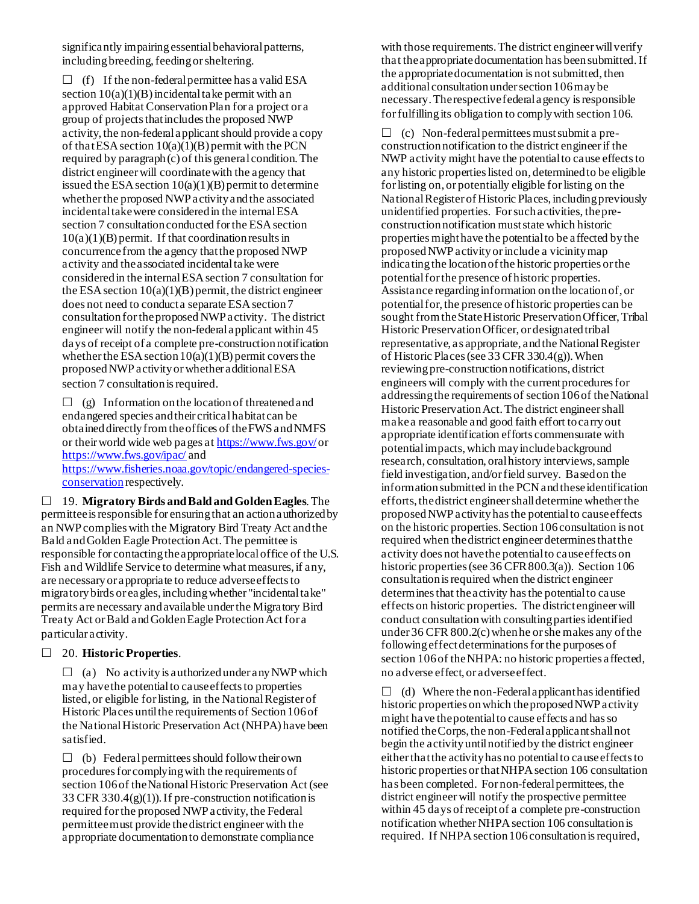significantly impairing essential behavioral patterns, including breeding, feeding or sheltering.

☐ (f) If the non-federal permittee has a valid ESA section 10(a)(1)(B) incidental take permit with an approved Habitat Conservation Plan for a project or a group of projects that includes the proposed NWP activity, the non-federal applicant should provide a copy of that ESA section 10(a)(1)(B) permit with the PCN required by paragraph (c) of this general condition. The district engineer will coordinate with the agency that issued the ESA section 10(a)(1)(B) permit to determine whether the proposed NWP activity and the associated incidental take were considered in the internal ESA section 7 consultation conducted for the ESA section 10(a)(1)(B) permit. If that coordination results in concurrence from the agency that the proposed NWP activity and the associated incidental take were considered in the internal ESA section 7 consultation for the ESA section 10(a)(1)(B) permit, the district engineer does not need to conduct a separate ESA section 7 consultation for the proposed NWP activity. The district engineer will notify the non-federal applicant within 45 days of receipt of a complete pre-construction notification whether the ESA section 10(a)(1)(B) permit covers the proposed NWP activity or whether additional ESA section 7 consultation is required.

☐ (g) Information on the location of threatened and endangered species and their critical habitat can be obtained directly from the offices of the FWS and NMFS or their world wide web pages at https://www.fws.gov/ or https://www.fws.gov/ipac/ and https://www.fisheries.noaa.gov/topic/endangered-species-conservation respectively.

☐ 19. **Migratory Birds and Bald and Golden Eagles**. The permittee is responsible for ensuring that an action authorized by an NWP complies with the Migratory Bird Treaty Act and the Bald and Golden Eagle Protection Act. The permittee is responsible for contacting the appropriate local office of the U.S. Fish and Wildlife Service to determine what measures, if any, are necessary or appropriate to reduce adverse effects to migratory birds or eagles, including whether "incidental take" permits are necessary and available under the Migratory Bird Treaty Act or Bald and Golden Eagle Protection Act for a particular activity.

☐ 20. **Historic Properties**.

☐ (a) No activity is authorized under any NWP which may have the potential to cause effects to properties listed, or eligible for listing, in the National Register of Historic Places until the requirements of Section 106 of the National Historic Preservation Act (NHPA) have been satisfied.

☐ (b) Federal permittees should follow their own procedures for complying with the requirements of section 106 of the National Historic Preservation Act (see 33 CFR 330.4(g)(1)). If pre-construction notification is required for the proposed NWP activity, the Federal permittee must provide the district engineer with the appropriate documentation to demonstrate compliance with those requirements. The district engineer will verify that the appropriate documentation has been submitted. If the appropriate documentation is not submitted, then additional consultation under section 106 may be necessary. The respective federal agency is responsible for fulfilling its obligation to comply with section 106.

☐ (c) Non-federal permittees must submit a pre-construction notification to the district engineer if the NWP activity might have the potential to cause effects to any historic properties listed on, determined to be eligible for listing on, or potentially eligible for listing on the National Register of Historic Places, including previously unidentified properties. For such activities, the pre-construction notification must state which historic properties might have the potential to be affected by the proposed NWP activity or include a vicinity map indicating the location of the historic properties or the potential for the presence of historic properties. Assistance regarding information on the location of, or potential for, the presence of historic properties can be sought from the State Historic Preservation Officer, Tribal Historic Preservation Officer, or designated tribal representative, as appropriate, and the National Register of Historic Places (see 33 CFR 330.4(g)). When reviewing pre-construction notifications, district engineers will comply with the current procedures for addressing the requirements of section 106 of the National Historic Preservation Act. The district engineer shall make a reasonable and good faith effort to carry out appropriate identification efforts commensurate with potential impacts, which may include background research, consultation, oral history interviews, sample field investigation, and/or field survey. Based on the information submitted in the PCN and these identification efforts, the district engineer shall determine whether the proposed NWP activity has the potential to cause effects on the historic properties. Section 106 consultation is not required when the district engineer determines that the activity does not have the potential to cause effects on historic properties (see 36 CFR 800.3(a)). Section 106 consultation is required when the district engineer determines that the activity has the potential to cause effects on historic properties. The district engineer will conduct consultation with consulting parties identified under 36 CFR 800.2(c) when he or she makes any of the following effect determinations for the purposes of section 106 of the NHPA: no historic properties affected, no adverse effect, or adverse effect.

☐ (d) Where the non-Federal applicant has identified historic properties on which the proposed NWP activity might have the potential to cause effects and has so notified the Corps, the non-Federal applicant shall not begin the activity until notified by the district engineer either that the activity has no potential to cause effects to historic properties or that NHPA section 106 consultation has been completed. For non-federal permittees, the district engineer will notify the prospective permittee within 45 days of receipt of a complete pre-construction notification whether NHPA section 106 consultation is required. If NHPA section 106 consultation is required,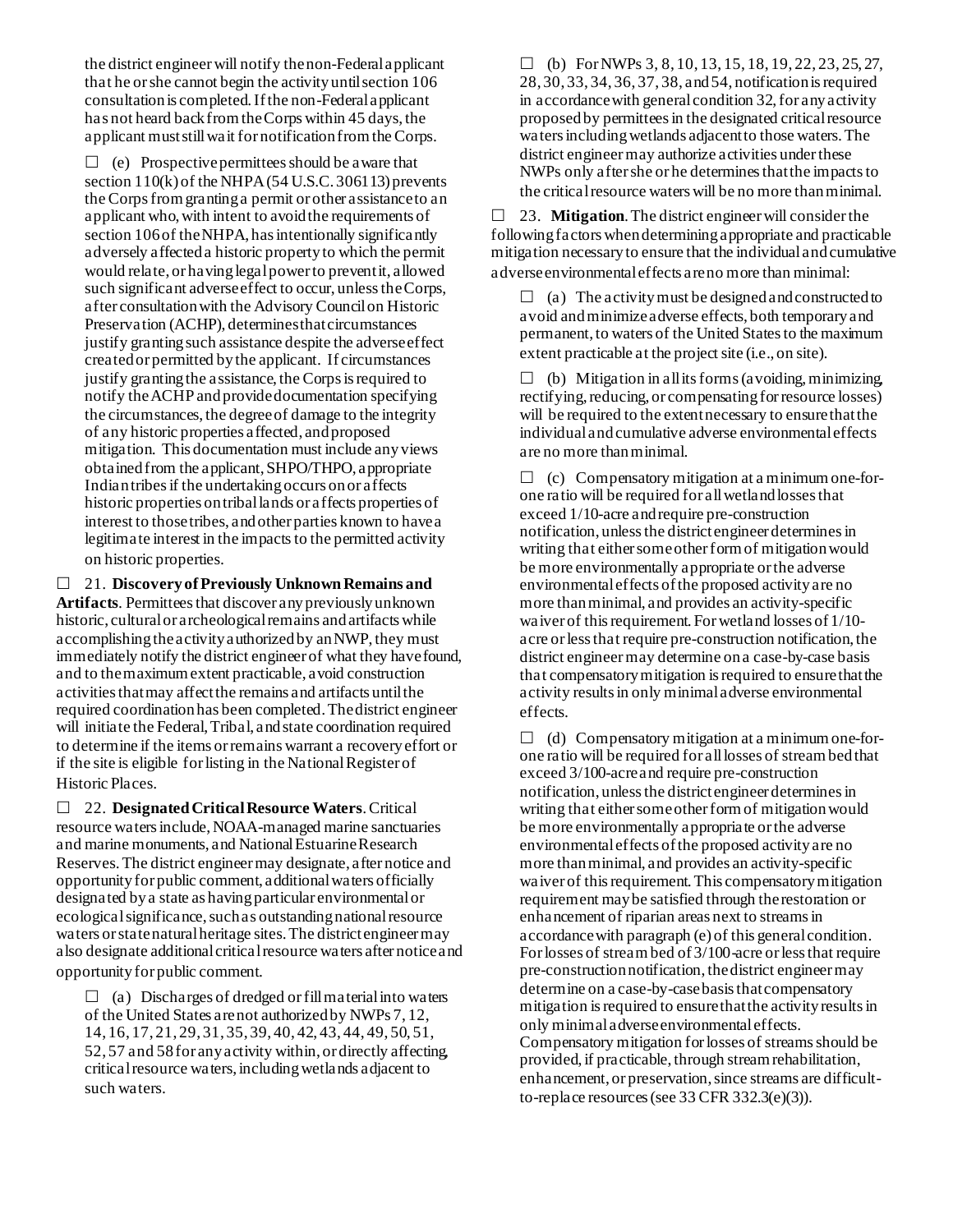the district engineer will notify the non-Federal applicant that he or she cannot begin the activity until section 106 consultation is completed. If the non-Federal applicant has not heard back from the Corps within 45 days, the applicant must still wait for notification from the Corps.

☐ (e) Prospective permittees should be aware that section 110(k) of the NHPA (54 U.S.C. 306113) prevents the Corps from granting a permit or other assistance to an applicant who, with intent to avoid the requirements of section 106 of the NHPA, has intentionally significantly adversely affected a historic property to which the permit would relate, or having legal power to prevent it, allowed such significant adverse effect to occur, unless the Corps, after consultation with the Advisory Council on Historic Preservation (ACHP), determines that circumstances justify granting such assistance despite the adverse effect created or permitted by the applicant. If circumstances justify granting the assistance, the Corps is required to notify the ACHP and provide documentation specifying the circumstances, the degree of damage to the integrity of any historic properties affected, and proposed mitigation. This documentation must include any views obtained from the applicant, SHPO/THPO, appropriate Indian tribes if the undertaking occurs on or affects historic properties on tribal lands or affects properties of interest to those tribes, and other parties known to have a legitimate interest in the impacts to the permitted activity on historic properties.

☐ 21. **Discovery of Previously Unknown Remains and Artifacts**. Permittees that discover any previously unknown historic, cultural or archeological remains and artifacts while accomplishing the activity authorized by an NWP, they must immediately notify the district engineer of what they have found, and to the maximum extent practicable, avoid construction activities that may affect the remains and artifacts until the required coordination has been completed. The district engineer will initiate the Federal, Tribal, and state coordination required to determine if the items or remains warrant a recovery effort or if the site is eligible for listing in the National Register of Historic Places.

☐ 22. **Designated Critical Resource Waters**. Critical resource waters include, NOAA-managed marine sanctuaries and marine monuments, and National Estuarine Research Reserves. The district engineer may designate, after notice and opportunity for public comment, additional waters officially designated by a state as having particular environmental or ecological significance, such as outstanding national resource waters or state natural heritage sites. The district engineer may also designate additional critical resource waters after notice and opportunity for public comment.

☐ (a) Discharges of dredged or fill material into waters of the United States are not authorized by NWPs 7, 12, 14, 16, 17, 21, 29, 31, 35, 39, 40, 42, 43, 44, 49, 50, 51, 52, 57 and 58 for any activity within, or directly affecting, critical resource waters, including wetlands adjacent to such waters.

☐ (b) For NWPs 3, 8, 10, 13, 15, 18, 19, 22, 23, 25, 27, 28, 30, 33, 34, 36, 37, 38, and 54, notification is required in accordance with general condition 32, for any activity proposed by permittees in the designated critical resource waters including wetlands adjacent to those waters. The district engineer may authorize activities under these NWPs only after she or he determines that the impacts to the critical resource waters will be no more than minimal.

☐ 23. **Mitigation**. The district engineer will consider the following factors when determining appropriate and practicable mitigation necessary to ensure that the individual and cumulative adverse environmental effects are no more than minimal:

☐ (a) The activity must be designed and constructed to avoid and minimize adverse effects, both temporary and permanent, to waters of the United States to the maximum extent practicable at the project site (i.e., on site).

☐ (b) Mitigation in all its forms (avoiding, minimizing, rectifying, reducing, or compensating for resource losses) will be required to the extent necessary to ensure that the individual and cumulative adverse environmental effects are no more than minimal.

☐ (c) Compensatory mitigation at a minimum one-for-one ratio will be required for all wetland losses that exceed 1/10-acre and require pre-construction notification, unless the district engineer determines in writing that either some other form of mitigation would be more environmentally appropriate or the adverse environmental effects of the proposed activity are no more than minimal, and provides an activity-specific waiver of this requirement. For wetland losses of 1/10-acre or less that require pre-construction notification, the district engineer may determine on a case-by-case basis that compensatory mitigation is required to ensure that the activity results in only minimal adverse environmental effects.

☐ (d) Compensatory mitigation at a minimum one-for-one ratio will be required for all losses of stream bed that exceed 3/100-acre and require pre-construction notification, unless the district engineer determines in writing that either some other form of mitigation would be more environmentally appropriate or the adverse environmental effects of the proposed activity are no more than minimal, and provides an activity-specific waiver of this requirement. This compensatory mitigation requirement may be satisfied through the restoration or enhancement of riparian areas next to streams in accordance with paragraph (e) of this general condition. For losses of stream bed of 3/100-acre or less that require pre-construction notification, the district engineer may determine on a case-by-case basis that compensatory mitigation is required to ensure that the activity results in only minimal adverse environmental effects. Compensatory mitigation for losses of streams should be provided, if practicable, through stream rehabilitation, enhancement, or preservation, since streams are difficult-to-replace resources (see 33 CFR 332.3(e)(3)).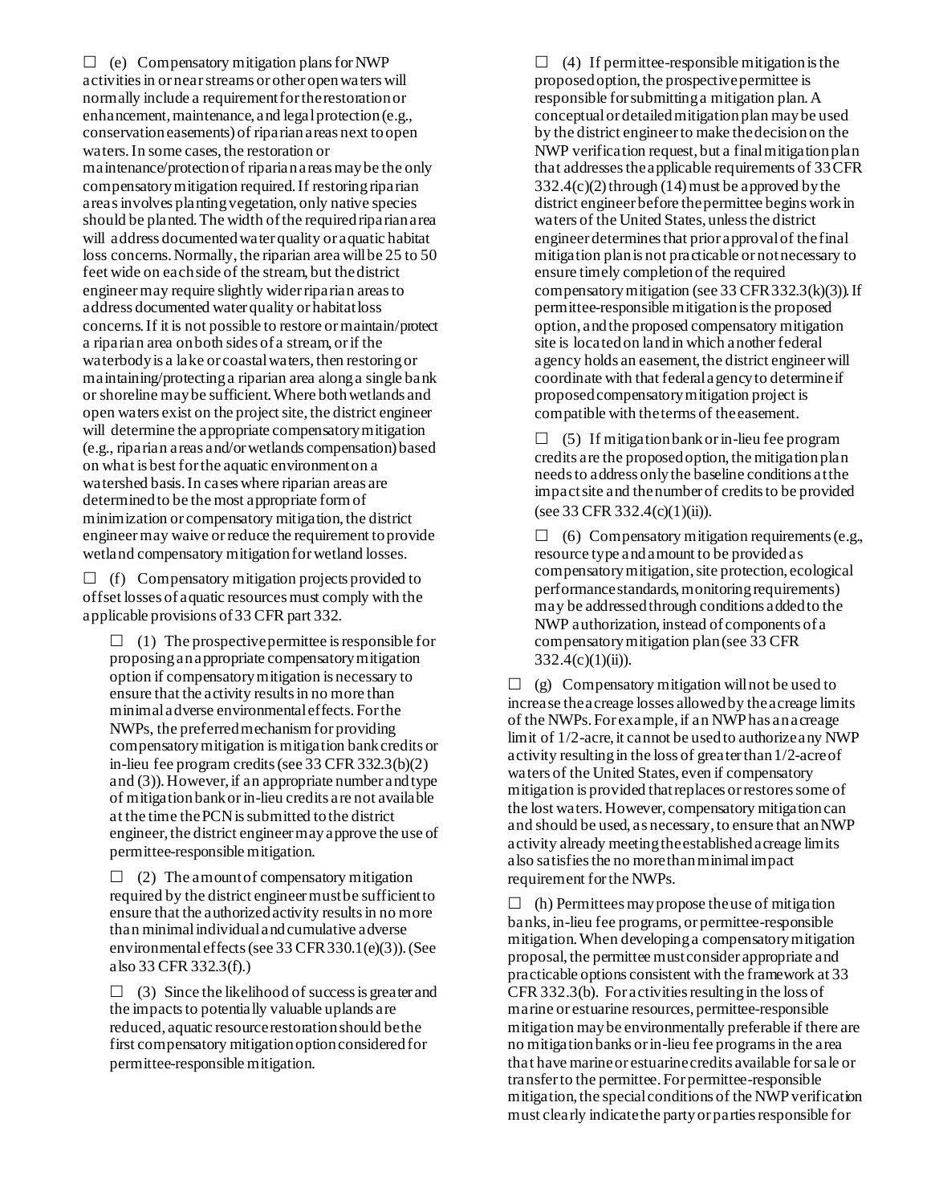☐ (e) Compensatory mitigation plans for NWP activities in or near streams or other open waters will normally include a requirement for the restoration or enhancement, maintenance, and legal protection (e.g., conservation easements) of riparian areas next to open waters. In some cases, the restoration or maintenance/protection of riparian areas may be the only compensatory mitigation required. If restoring riparian areas involves planting vegetation, only native species should be planted. The width of the required riparian area will address documented water quality or aquatic habitat loss concerns. Normally, the riparian area will be 25 to 50 feet wide on each side of the stream, but the district engineer may require slightly wider riparian areas to address documented water quality or habitat loss concerns. If it is not possible to restore or maintain/protect a riparian area on both sides of a stream, or if the waterbody is a lake or coastal waters, then restoring or maintaining/protecting a riparian area along a single bank or shoreline may be sufficient. Where both wetlands and open waters exist on the project site, the district engineer will determine the appropriate compensatory mitigation (e.g., riparian areas and/or wetlands compensation) based on what is best for the aquatic environment on a watershed basis. In cases where riparian areas are determined to be the most appropriate form of minimization or compensatory mitigation, the district engineer may waive or reduce the requirement to provide wetland compensatory mitigation for wetland losses.

☐ (f) Compensatory mitigation projects provided to offset losses of aquatic resources must comply with the applicable provisions of 33 CFR part 332.

☐ (1) The prospective permittee is responsible for proposing an appropriate compensatory mitigation option if compensatory mitigation is necessary to ensure that the activity results in no more than minimal adverse environmental effects. For the NWPs, the preferred mechanism for providing compensatory mitigation is mitigation bank credits or in-lieu fee program credits (see 33 CFR 332.3(b)(2) and (3)). However, if an appropriate number and type of mitigation bank or in-lieu credits are not available at the time the PCN is submitted to the district engineer, the district engineer may approve the use of permittee-responsible mitigation.

☐ (2) The amount of compensatory mitigation required by the district engineer must be sufficient to ensure that the authorized activity results in no more than minimal individual and cumulative adverse environmental effects (see 33 CFR 330.1(e)(3)). (See also 33 CFR 332.3(f).)

☐ (3) Since the likelihood of success is greater and the impacts to potentially valuable uplands are reduced, aquatic resource restoration should be the first compensatory mitigation option considered for permittee-responsible mitigation.

☐ (4) If permittee-responsible mitigation is the proposed option, the prospective permittee is responsible for submitting a mitigation plan. A conceptual or detailed mitigation plan may be used by the district engineer to make the decision on the NWP verification request, but a final mitigation plan that addresses the applicable requirements of 33 CFR 332.4(c)(2) through (14) must be approved by the district engineer before the permittee begins work in waters of the United States, unless the district engineer determines that prior approval of the final mitigation plan is not practicable or not necessary to ensure timely completion of the required compensatory mitigation (see 33 CFR 332.3(k)(3)). If permittee-responsible mitigation is the proposed option, and the proposed compensatory mitigation site is located on land in which another federal agency holds an easement, the district engineer will coordinate with that federal agency to determine if proposed compensatory mitigation project is compatible with the terms of the easement.

☐ (5) If mitigation bank or in-lieu fee program credits are the proposed option, the mitigation plan needs to address only the baseline conditions at the impact site and the number of credits to be provided (see 33 CFR 332.4(c)(1)(ii)).

☐ (6) Compensatory mitigation requirements (e.g., resource type and amount to be provided as compensatory mitigation, site protection, ecological performance standards, monitoring requirements) may be addressed through conditions added to the NWP authorization, instead of components of a compensatory mitigation plan (see 33 CFR 332.4(c)(1)(ii)).

☐ (g) Compensatory mitigation will not be used to increase the acreage losses allowed by the acreage limits of the NWPs. For example, if an NWP has an acreage limit of 1/2-acre, it cannot be used to authorize any NWP activity resulting in the loss of greater than 1/2-acre of waters of the United States, even if compensatory mitigation is provided that replaces or restores some of the lost waters. However, compensatory mitigation can and should be used, as necessary, to ensure that an NWP activity already meeting the established acreage limits also satisfies the no more than minimal impact requirement for the NWPs.

☐ (h) Permittees may propose the use of mitigation banks, in-lieu fee programs, or permittee-responsible mitigation. When developing a compensatory mitigation proposal, the permittee must consider appropriate and practicable options consistent with the framework at 33 CFR 332.3(b). For activities resulting in the loss of marine or estuarine resources, permittee-responsible mitigation may be environmentally preferable if there are no mitigation banks or in-lieu fee programs in the area that have marine or estuarine credits available for sale or transfer to the permittee. For permittee-responsible mitigation, the special conditions of the NWP verification must clearly indicate the party or parties responsible for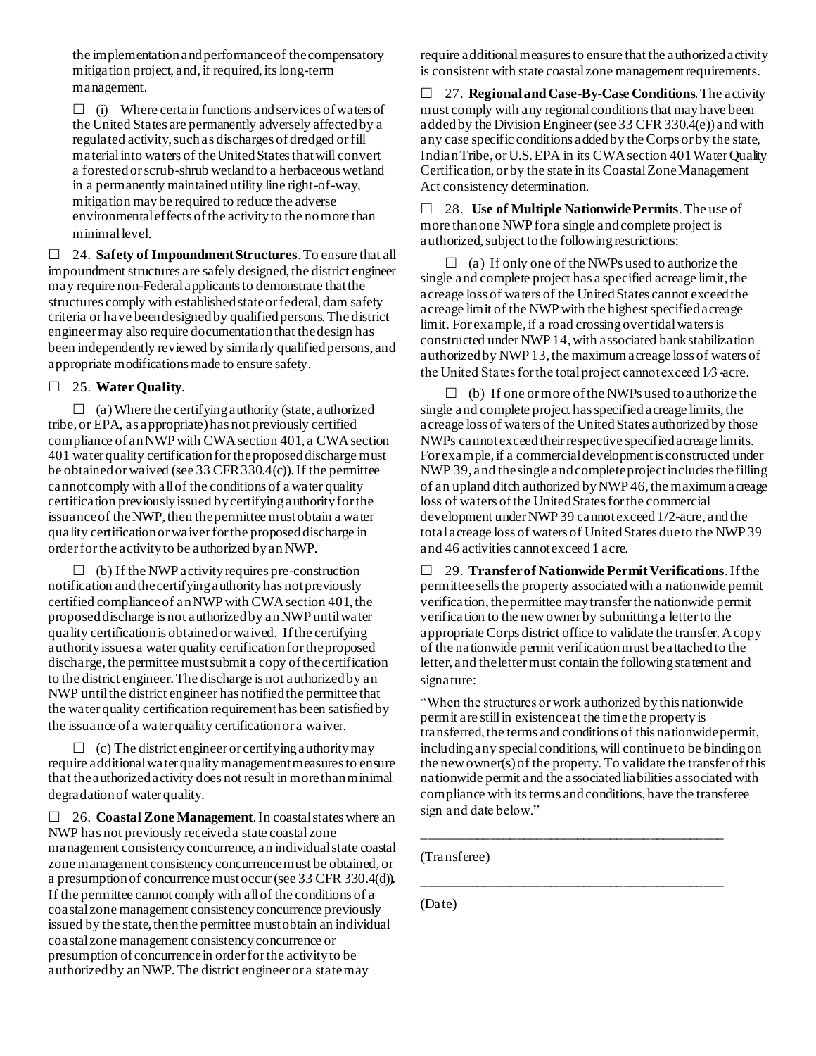the implementation and performance of the compensatory mitigation project, and, if required, its long-term management.

☐ (i) Where certain functions and services of waters of the United States are permanently adversely affected by a regulated activity, such as discharges of dredged or fill material into waters of the United States that will convert a forested or scrub-shrub wetland to a herbaceous wetland in a permanently maintained utility line right-of-way, mitigation may be required to reduce the adverse environmental effects of the activity to the no more than minimal level.

☐ 24. **Safety of Impoundment Structures**. To ensure that all impoundment structures are safely designed, the district engineer may require non-Federal applicants to demonstrate that the structures comply with established state or federal, dam safety criteria or have been designed by qualified persons. The district engineer may also require documentation that the design has been independently reviewed by similarly qualified persons, and appropriate modifications made to ensure safety.

☐ 25. **Water Quality**.

☐ (a) Where the certifying authority (state, authorized tribe, or EPA, as appropriate) has not previously certified compliance of an NWP with CWA section 401, a CWA section 401 water quality certification for the proposed discharge must be obtained or waived (see 33 CFR 330.4(c)). If the permittee cannot comply with all of the conditions of a water quality certification previously issued by certifying authority for the issuance of the NWP, then the permittee must obtain a water quality certification or waiver for the proposed discharge in order for the activity to be authorized by an NWP.

☐ (b) If the NWP activity requires pre-construction notification and the certifying authority has not previously certified compliance of an NWP with CWA section 401, the proposed discharge is not authorized by an NWP until water quality certification is obtained or waived. If the certifying authority issues a water quality certification for the proposed discharge, the permittee must submit a copy of the certification to the district engineer. The discharge is not authorized by an NWP until the district engineer has notified the permittee that the water quality certification requirement has been satisfied by the issuance of a water quality certification or a waiver.

☐ (c) The district engineer or certifying authority may require additional water quality management measures to ensure that the authorized activity does not result in more than minimal degradation of water quality.

☐ 26. **Coastal Zone Management**. In coastal states where an NWP has not previously received a state coastal zone management consistency concurrence, an individual state coastal zone management consistency concurrence must be obtained, or a presumption of concurrence must occur (see 33 CFR 330.4(d)). If the permittee cannot comply with all of the conditions of a coastal zone management consistency concurrence previously issued by the state, then the permittee must obtain an individual coastal zone management consistency concurrence or presumption of concurrence in order for the activity to be authorized by an NWP. The district engineer or a state may require additional measures to ensure that the authorized activity is consistent with state coastal zone management requirements.

☐ 27. **Regional and Case-By-Case Conditions**. The activity must comply with any regional conditions that may have been added by the Division Engineer (see 33 CFR 330.4(e)) and with any case specific conditions added by the Corps or by the state, Indian Tribe, or U.S. EPA in its CWA section 401 Water Quality Certification, or by the state in its Coastal Zone Management Act consistency determination.

☐ 28. **Use of Multiple Nationwide Permits**. The use of more than one NWP for a single and complete project is authorized, subject to the following restrictions:

☐ (a) If only one of the NWPs used to authorize the single and complete project has a specified acreage limit, the acreage loss of waters of the United States cannot exceed the acreage limit of the NWP with the highest specified acreage limit. For example, if a road crossing over tidal waters is constructed under NWP 14, with associated bank stabilization authorized by NWP 13, the maximum acreage loss of waters of the United States for the total project cannot exceed 1/3-acre.

☐ (b) If one or more of the NWPs used to authorize the single and complete project has specified acreage limits, the acreage loss of waters of the United States authorized by those NWPs cannot exceed their respective specified acreage limits. For example, if a commercial development is constructed under NWP 39, and the single and complete project includes the filling of an upland ditch authorized by NWP 46, the maximum acreage loss of waters of the United States for the commercial development under NWP 39 cannot exceed 1/2-acre, and the total acreage loss of waters of United States due to the NWP 39 and 46 activities cannot exceed 1 acre.

☐ 29. **Transfer of Nationwide Permit Verifications**. If the permittee sells the property associated with a nationwide permit verification, the permittee may transfer the nationwide permit verification to the new owner by submitting a letter to the appropriate Corps district office to validate the transfer. A copy of the nationwide permit verification must be attached to the letter, and the letter must contain the following statement and signature:

"When the structures or work authorized by this nationwide permit are still in existence at the time the property is transferred, the terms and conditions of this nationwide permit, including any special conditions, will continue to be binding on the new owner(s) of the property. To validate the transfer of this nationwide permit and the associated liabilities associated with compliance with its terms and conditions, have the transferee sign and date below."

_____________________________________________

(Transferee)

_____________________________________________

(Date)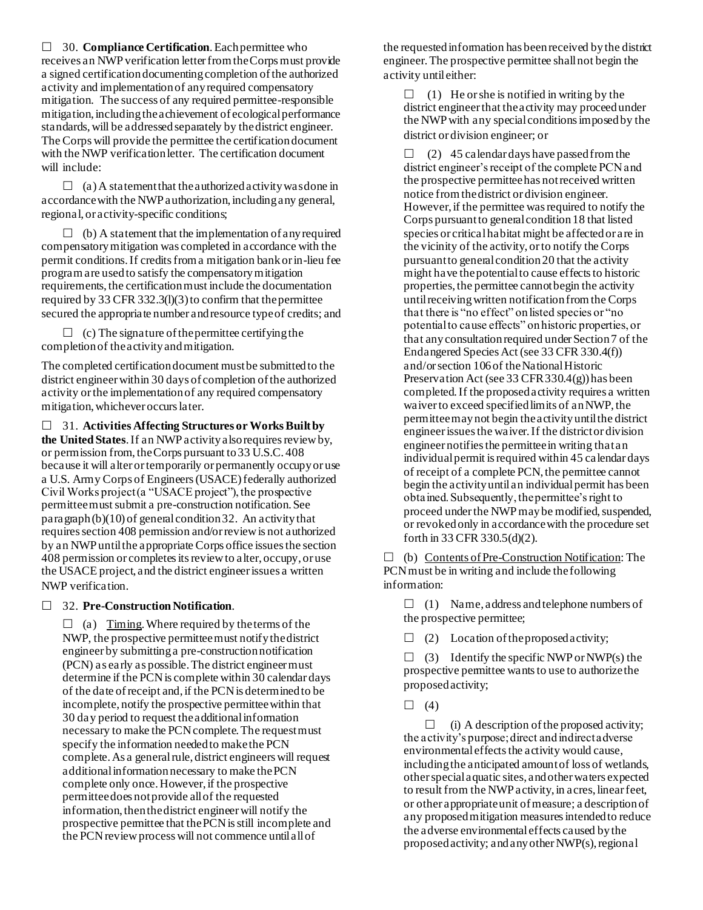☐ 30. **Compliance Certification**. Each permittee who receives an NWP verification letter from the Corps must provide a signed certification documenting completion of the authorized activity and implementation of any required compensatory mitigation. The success of any required permittee-responsible mitigation, including the achievement of ecological performance standards, will be addressed separately by the district engineer. The Corps will provide the permittee the certification document with the NWP verification letter. The certification document will include:

☐ (a) A statement that the authorized activity was done in accordance with the NWP authorization, including any general, regional, or activity-specific conditions;

☐ (b) A statement that the implementation of any required compensatory mitigation was completed in accordance with the permit conditions. If credits from a mitigation bank or in-lieu fee program are used to satisfy the compensatory mitigation requirements, the certification must include the documentation required by 33 CFR 332.3(l)(3) to confirm that the permittee secured the appropriate number and resource type of credits; and

☐ (c) The signature of the permittee certifying the completion of the activity and mitigation.

The completed certification document must be submitted to the district engineer within 30 days of completion of the authorized activity or the implementation of any required compensatory mitigation, whichever occurs later.

☐ 31. **Activities Affecting Structures or Works Built by the United States**. If an NWP activity also requires review by, or permission from, the Corps pursuant to 33 U.S.C. 408 because it will alter or temporarily or permanently occupy or use a U.S. Army Corps of Engineers (USACE) federally authorized Civil Works project (a "USACE project"), the prospective permittee must submit a pre-construction notification. See paragraph (b)(10) of general condition 32. An activity that requires section 408 permission and/or review is not authorized by an NWP until the appropriate Corps office issues the section 408 permission or completes its review to alter, occupy, or use the USACE project, and the district engineer issues a written NWP verification.

☐ 32. **Pre-Construction Notification**.

☐ (a) Timing. Where required by the terms of the NWP, the prospective permittee must notify the district engineer by submitting a pre-construction notification (PCN) as early as possible. The district engineer must determine if the PCN is complete within 30 calendar days of the date of receipt and, if the PCN is determined to be incomplete, notify the prospective permittee within that 30 day period to request the additional information necessary to make the PCN complete. The request must specify the information needed to make the PCN complete. As a general rule, district engineers will request additional information necessary to make the PCN complete only once. However, if the prospective permittee does not provide all of the requested information, then the district engineer will notify the prospective permittee that the PCN is still incomplete and the PCN review process will not commence until all of the requested information has been received by the district engineer. The prospective permittee shall not begin the activity until either:

☐ (1) He or she is notified in writing by the district engineer that the activity may proceed under the NWP with any special conditions imposed by the district or division engineer; or

☐ (2) 45 calendar days have passed from the district engineer's receipt of the complete PCN and the prospective permittee has not received written notice from the district or division engineer. However, if the permittee was required to notify the Corps pursuant to general condition 18 that listed species or critical habitat might be affected or are in the vicinity of the activity, or to notify the Corps pursuant to general condition 20 that the activity might have the potential to cause effects to historic properties, the permittee cannot begin the activity until receiving written notification from the Corps that there is "no effect" on listed species or "no potential to cause effects" on historic properties, or that any consultation required under Section 7 of the Endangered Species Act (see 33 CFR 330.4(f)) and/or section 106 of the National Historic Preservation Act (see 33 CFR 330.4(g)) has been completed. If the proposed activity requires a written waiver to exceed specified limits of an NWP, the permittee may not begin the activity until the district engineer issues the waiver. If the district or division engineer notifies the permittee in writing that an individual permit is required within 45 calendar days of receipt of a complete PCN, the permittee cannot begin the activity until an individual permit has been obtained. Subsequently, the permittee's right to proceed under the NWP may be modified, suspended, or revoked only in accordance with the procedure set forth in 33 CFR 330.5(d)(2).

☐ (b) Contents of Pre-Construction Notification: The PCN must be in writing and include the following information:

☐ (1) Name, address and telephone numbers of the prospective permittee;

☐ (2) Location of the proposed activity;

☐ (3) Identify the specific NWP or NWP(s) the prospective permittee wants to use to authorize the proposed activity;

☐ (4)

☐ (i) A description of the proposed activity; the activity's purpose; direct and indirect adverse environmental effects the activity would cause, including the anticipated amount of loss of wetlands, other special aquatic sites, and other waters expected to result from the NWP activity, in acres, linear feet, or other appropriate unit of measure; a description of any proposed mitigation measures intended to reduce the adverse environmental effects caused by the proposed activity; and any other NWP(s), regional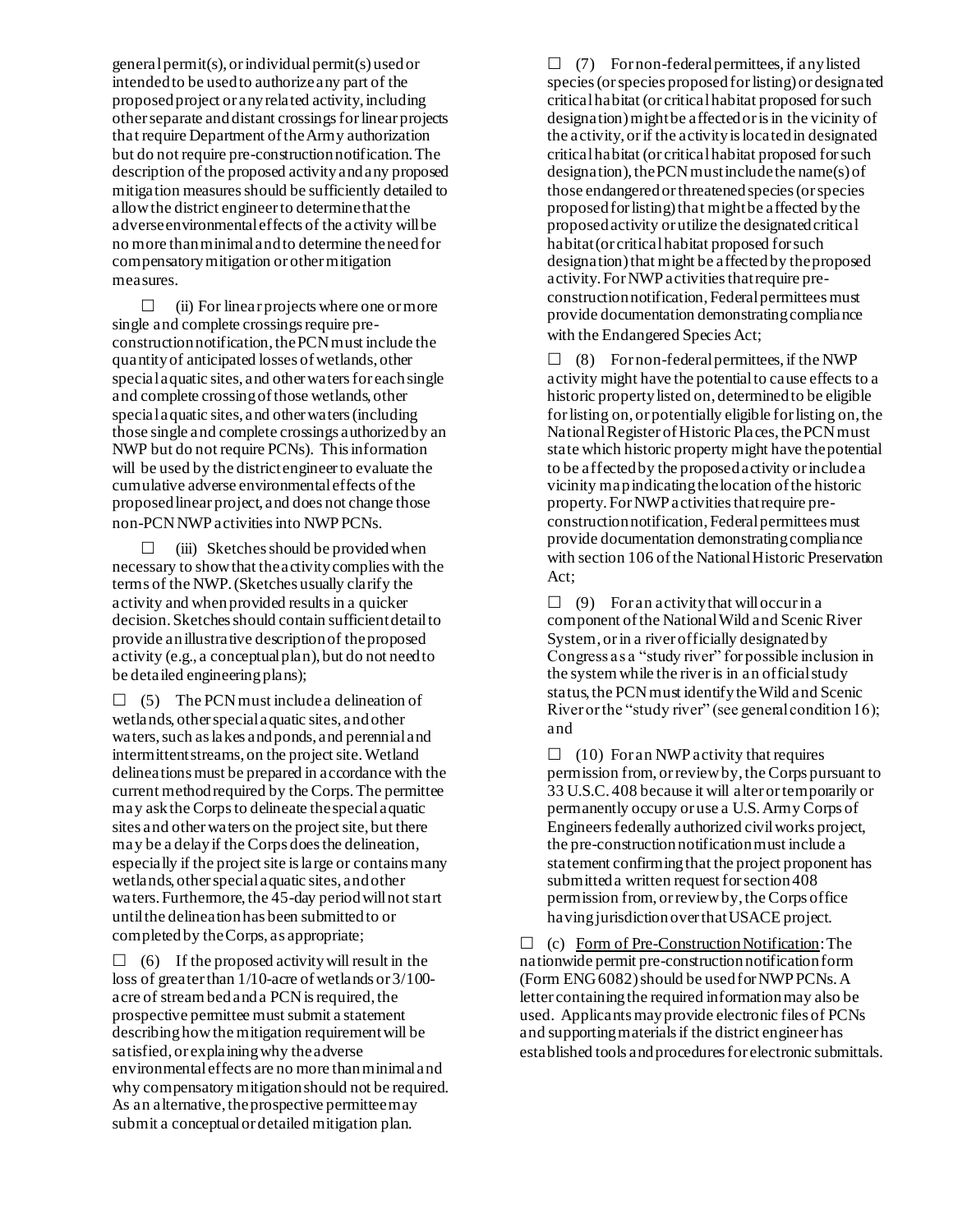general permit(s), or individual permit(s) used or intended to be used to authorize any part of the proposed project or any related activity, including other separate and distant crossings for linear projects that require Department of the Army authorization but do not require pre-construction notification. The description of the proposed activity and any proposed mitigation measures should be sufficiently detailed to allow the district engineer to determine that the adverse environmental effects of the activity will be no more than minimal and to determine the need for compensatory mitigation or other mitigation measures.

☐ (ii) For linear projects where one or more single and complete crossings require pre-construction notification, the PCN must include the quantity of anticipated losses of wetlands, other special aquatic sites, and other waters for each single and complete crossing of those wetlands, other special aquatic sites, and other waters (including those single and complete crossings authorized by an NWP but do not require PCNs). This information will be used by the district engineer to evaluate the cumulative adverse environmental effects of the proposed linear project, and does not change those non-PCN NWP activities into NWP PCNs.

☐ (iii) Sketches should be provided when necessary to show that the activity complies with the terms of the NWP. (Sketches usually clarify the activity and when provided results in a quicker decision. Sketches should contain sufficient detail to provide an illustrative description of the proposed activity (e.g., a conceptual plan), but do not need to be detailed engineering plans);

☐ (5) The PCN must include a delineation of wetlands, other special aquatic sites, and other waters, such as lakes and ponds, and perennial and intermittent streams, on the project site. Wetland delineations must be prepared in accordance with the current method required by the Corps. The permittee may ask the Corps to delineate the special aquatic sites and other waters on the project site, but there may be a delay if the Corps does the delineation, especially if the project site is large or contains many wetlands, other special aquatic sites, and other waters. Furthermore, the 45-day period will not start until the delineation has been submitted to or completed by the Corps, as appropriate;

☐ (6) If the proposed activity will result in the loss of greater than 1/10-acre of wetlands or 3/100-acre of stream bed and a PCN is required, the prospective permittee must submit a statement describing how the mitigation requirement will be satisfied, or explaining why the adverse environmental effects are no more than minimal and why compensatory mitigation should not be required. As an alternative, the prospective permittee may submit a conceptual or detailed mitigation plan.

☐ (7) For non-federal permittees, if any listed species (or species proposed for listing) or designated critical habitat (or critical habitat proposed for such designation) might be affected or is in the vicinity of the activity, or if the activity is located in designated critical habitat (or critical habitat proposed for such designation), the PCN must include the name(s) of those endangered or threatened species (or species proposed for listing) that might be affected by the proposed activity or utilize the designated critical habitat (or critical habitat proposed for such designation) that might be affected by the proposed activity. For NWP activities that require pre-construction notification, Federal permittees must provide documentation demonstrating compliance with the Endangered Species Act;

☐ (8) For non-federal permittees, if the NWP activity might have the potential to cause effects to a historic property listed on, determined to be eligible for listing on, or potentially eligible for listing on, the National Register of Historic Places, the PCN must state which historic property might have the potential to be affected by the proposed activity or include a vicinity map indicating the location of the historic property. For NWP activities that require pre-construction notification, Federal permittees must provide documentation demonstrating compliance with section 106 of the National Historic Preservation Act;

☐ (9) For an activity that will occur in a component of the National Wild and Scenic River System, or in a river officially designated by Congress as a "study river" for possible inclusion in the system while the river is in an official study status, the PCN must identify the Wild and Scenic River or the "study river" (see general condition 16); and

☐ (10) For an NWP activity that requires permission from, or review by, the Corps pursuant to 33 U.S.C. 408 because it will alter or temporarily or permanently occupy or use a U.S. Army Corps of Engineers federally authorized civil works project, the pre-construction notification must include a statement confirming that the project proponent has submitted a written request for section 408 permission from, or review by, the Corps office having jurisdiction over that USACE project.

☐ (c) Form of Pre-Construction Notification: The nationwide permit pre-construction notification form (Form ENG 6082) should be used for NWP PCNs. A letter containing the required information may also be used. Applicants may provide electronic files of PCNs and supporting materials if the district engineer has established tools and procedures for electronic submittals.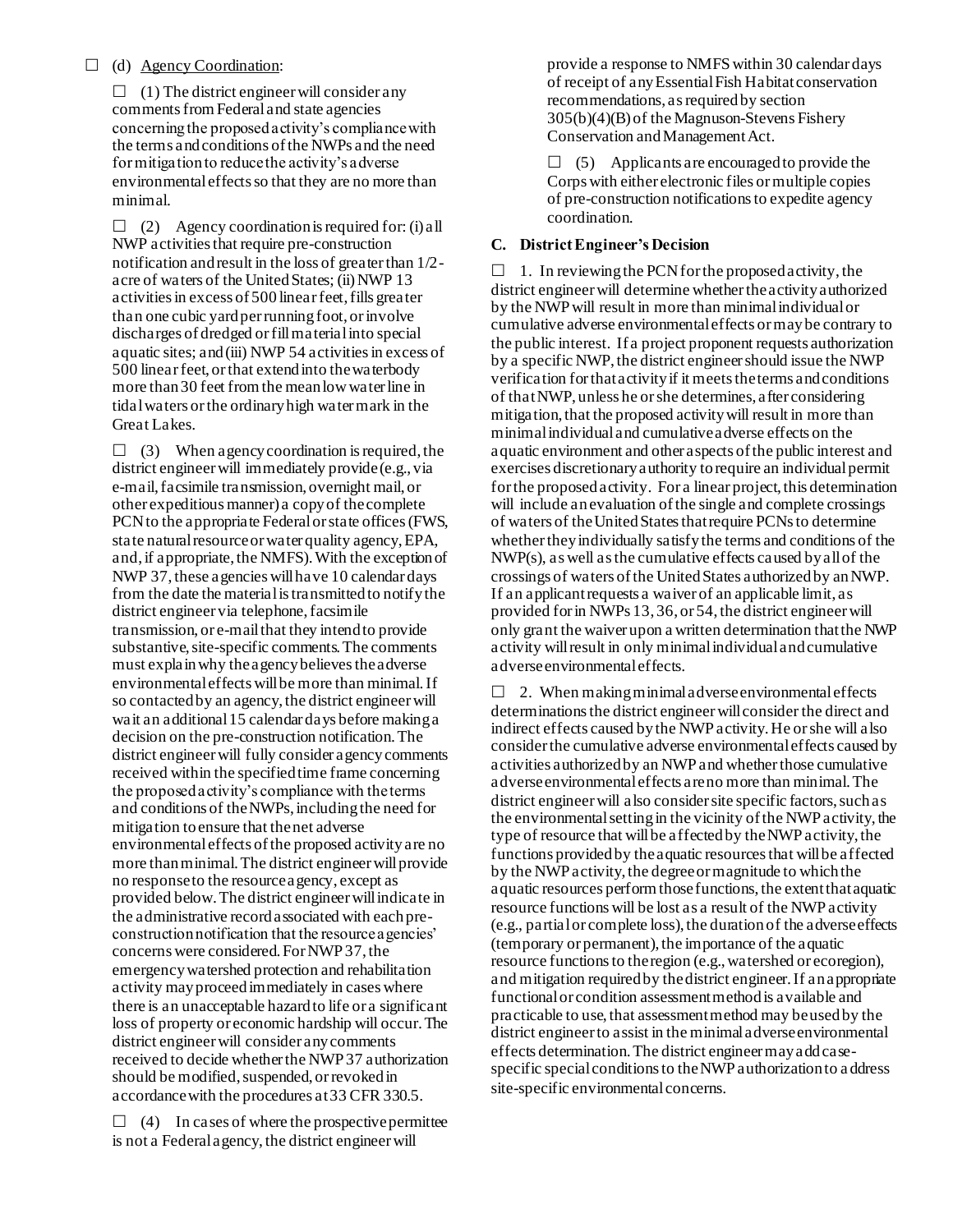☐ (d) Agency Coordination:

☐ (1) The district engineer will consider any comments from Federal and state agencies concerning the proposed activity's compliance with the terms and conditions of the NWPs and the need for mitigation to reduce the activity's adverse environmental effects so that they are no more than minimal.

☐ (2) Agency coordination is required for: (i) all NWP activities that require pre-construction notification and result in the loss of greater than 1/2-acre of waters of the United States; (ii) NWP 13 activities in excess of 500 linear feet, fills greater than one cubic yard per running foot, or involve discharges of dredged or fill material into special aquatic sites; and (iii) NWP 54 activities in excess of 500 linear feet, or that extend into the waterbody more than 30 feet from the mean low water line in tidal waters or the ordinary high water mark in the Great Lakes.

☐ (3) When agency coordination is required, the district engineer will immediately provide (e.g., via e-mail, facsimile transmission, overnight mail, or other expeditious manner) a copy of the complete PCN to the appropriate Federal or state offices (FWS, state natural resource or water quality agency, EPA, and, if appropriate, the NMFS). With the exception of NWP 37, these agencies will have 10 calendar days from the date the material is transmitted to notify the district engineer via telephone, facsimile transmission, or e-mail that they intend to provide substantive, site-specific comments. The comments must explain why the agency believes the adverse environmental effects will be more than minimal. If so contacted by an agency, the district engineer will wait an additional 15 calendar days before making a decision on the pre-construction notification. The district engineer will fully consider agency comments received within the specified time frame concerning the proposed activity's compliance with the terms and conditions of the NWPs, including the need for mitigation to ensure that the net adverse environmental effects of the proposed activity are no more than minimal. The district engineer will provide no response to the resource agency, except as provided below. The district engineer will indicate in the administrative record associated with each pre-construction notification that the resource agencies' concerns were considered. For NWP 37, the emergency watershed protection and rehabilitation activity may proceed immediately in cases where there is an unacceptable hazard to life or a significant loss of property or economic hardship will occur. The district engineer will consider any comments received to decide whether the NWP 37 authorization should be modified, suspended, or revoked in accordance with the procedures at 33 CFR 330.5.

☐ (4) In cases of where the prospective permittee is not a Federal agency, the district engineer will provide a response to NMFS within 30 calendar days of receipt of any Essential Fish Habitat conservation recommendations, as required by section 305(b)(4)(B) of the Magnuson-Stevens Fishery Conservation and Management Act.

☐ (5) Applicants are encouraged to provide the Corps with either electronic files or multiple copies of pre-construction notifications to expedite agency coordination.

**C. District Engineer's Decision**

☐ 1. In reviewing the PCN for the proposed activity, the district engineer will determine whether the activity authorized by the NWP will result in more than minimal individual or cumulative adverse environmental effects or may be contrary to the public interest. If a project proponent requests authorization by a specific NWP, the district engineer should issue the NWP verification for that activity if it meets the terms and conditions of that NWP, unless he or she determines, after considering mitigation, that the proposed activity will result in more than minimal individual and cumulative adverse effects on the aquatic environment and other aspects of the public interest and exercises discretionary authority to require an individual permit for the proposed activity. For a linear project, this determination will include an evaluation of the single and complete crossings of waters of the United States that require PCNs to determine whether they individually satisfy the terms and conditions of the NWP(s), as well as the cumulative effects caused by all of the crossings of waters of the United States authorized by an NWP. If an applicant requests a waiver of an applicable limit, as provided for in NWPs 13, 36, or 54, the district engineer will only grant the waiver upon a written determination that the NWP activity will result in only minimal individual and cumulative adverse environmental effects.

☐ 2. When making minimal adverse environmental effects determinations the district engineer will consider the direct and indirect effects caused by the NWP activity. He or she will also consider the cumulative adverse environmental effects caused by activities authorized by an NWP and whether those cumulative adverse environmental effects are no more than minimal. The district engineer will also consider site specific factors, such as the environmental setting in the vicinity of the NWP activity, the type of resource that will be affected by the NWP activity, the functions provided by the aquatic resources that will be affected by the NWP activity, the degree or magnitude to which the aquatic resources perform those functions, the extent that aquatic resource functions will be lost as a result of the NWP activity (e.g., partial or complete loss), the duration of the adverse effects (temporary or permanent), the importance of the aquatic resource functions to the region (e.g., watershed or ecoregion), and mitigation required by the district engineer. If an appropriate functional or condition assessment method is available and practicable to use, that assessment method may be used by the district engineer to assist in the minimal adverse environmental effects determination. The district engineer may add case-specific special conditions to the NWP authorization to address site-specific environmental concerns.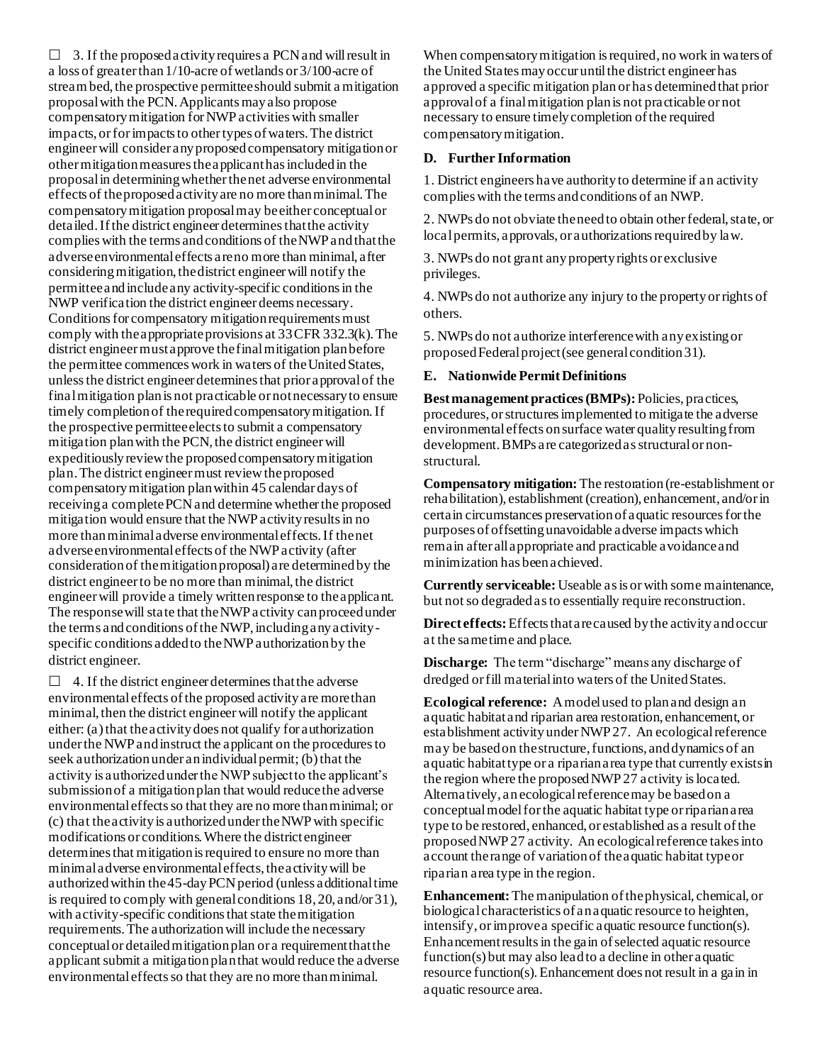☐ 3. If the proposed activity requires a PCN and will result in a loss of greater than 1/10-acre of wetlands or 3/100-acre of stream bed, the prospective permittee should submit a mitigation proposal with the PCN. Applicants may also propose compensatory mitigation for NWP activities with smaller impacts, or for impacts to other types of waters. The district engineer will consider any proposed compensatory mitigation or other mitigation measures the applicant has included in the proposal in determining whether the net adverse environmental effects of the proposed activity are no more than minimal. The compensatory mitigation proposal may be either conceptual or detailed. If the district engineer determines that the activity complies with the terms and conditions of the NWP and that the adverse environmental effects are no more than minimal, after considering mitigation, the district engineer will notify the permittee and include any activity-specific conditions in the NWP verification the district engineer deems necessary. Conditions for compensatory mitigation requirements must comply with the appropriate provisions at 33 CFR 332.3(k). The district engineer must approve the final mitigation plan before the permittee commences work in waters of the United States, unless the district engineer determines that prior approval of the final mitigation plan is not practicable or not necessary to ensure timely completion of the required compensatory mitigation. If the prospective permittee elects to submit a compensatory mitigation plan with the PCN, the district engineer will expeditiously review the proposed compensatory mitigation plan. The district engineer must review the proposed compensatory mitigation plan within 45 calendar days of receiving a complete PCN and determine whether the proposed mitigation would ensure that the NWP activity results in no more than minimal adverse environmental effects. If the net adverse environmental effects of the NWP activity (after consideration of the mitigation proposal) are determined by the district engineer to be no more than minimal, the district engineer will provide a timely written response to the applicant. The response will state that the NWP activity can proceed under the terms and conditions of the NWP, including any activity-specific conditions added to the NWP authorization by the district engineer.

☐ 4. If the district engineer determines that the adverse environmental effects of the proposed activity are more than minimal, then the district engineer will notify the applicant either: (a) that the activity does not qualify for authorization under the NWP and instruct the applicant on the procedures to seek authorization under an individual permit; (b) that the activity is authorized under the NWP subject to the applicant's submission of a mitigation plan that would reduce the adverse environmental effects so that they are no more than minimal; or (c) that the activity is authorized under the NWP with specific modifications or conditions. Where the district engineer determines that mitigation is required to ensure no more than minimal adverse environmental effects, the activity will be authorized within the 45-day PCN period (unless additional time is required to comply with general conditions 18, 20, and/or 31), with activity-specific conditions that state the mitigation requirements. The authorization will include the necessary conceptual or detailed mitigation plan or a requirement that the applicant submit a mitigation plan that would reduce the adverse environmental effects so that they are no more than minimal. When compensatory mitigation is required, no work in waters of the United States may occur until the district engineer has approved a specific mitigation plan or has determined that prior approval of a final mitigation plan is not practicable or not necessary to ensure timely completion of the required compensatory mitigation.

## D. Further Information

1. District engineers have authority to determine if an activity complies with the terms and conditions of an NWP.

2. NWPs do not obviate the need to obtain other federal, state, or local permits, approvals, or authorizations required by law.

3. NWPs do not grant any property rights or exclusive privileges.

4. NWPs do not authorize any injury to the property or rights of others.

5. NWPs do not authorize interference with any existing or proposed Federal project (see general condition 31).

## E. Nationwide Permit Definitions

**Best management practices (BMPs):** Policies, practices, procedures, or structures implemented to mitigate the adverse environmental effects on surface water quality resulting from development. BMPs are categorized as structural or non-structural.

**Compensatory mitigation:** The restoration (re-establishment or rehabilitation), establishment (creation), enhancement, and/or in certain circumstances preservation of aquatic resources for the purposes of offsetting unavoidable adverse impacts which remain after all appropriate and practicable avoidance and minimization has been achieved.

**Currently serviceable:** Useable as is or with some maintenance, but not so degraded as to essentially require reconstruction.

**Direct effects:** Effects that are caused by the activity and occur at the same time and place.

**Discharge:** The term "discharge" means any discharge of dredged or fill material into waters of the United States.

**Ecological reference:** A model used to plan and design an aquatic habitat and riparian area restoration, enhancement, or establishment activity under NWP 27. An ecological reference may be based on the structure, functions, and dynamics of an aquatic habitat type or a riparian area type that currently exists in the region where the proposed NWP 27 activity is located. Alternatively, an ecological reference may be based on a conceptual model for the aquatic habitat type or riparian area type to be restored, enhanced, or established as a result of the proposed NWP 27 activity. An ecological reference takes into account the range of variation of the aquatic habitat type or riparian area type in the region.

**Enhancement:** The manipulation of the physical, chemical, or biological characteristics of an aquatic resource to heighten, intensify, or improve a specific aquatic resource function(s). Enhancement results in the gain of selected aquatic resource function(s) but may also lead to a decline in other aquatic resource function(s). Enhancement does not result in a gain in aquatic resource area.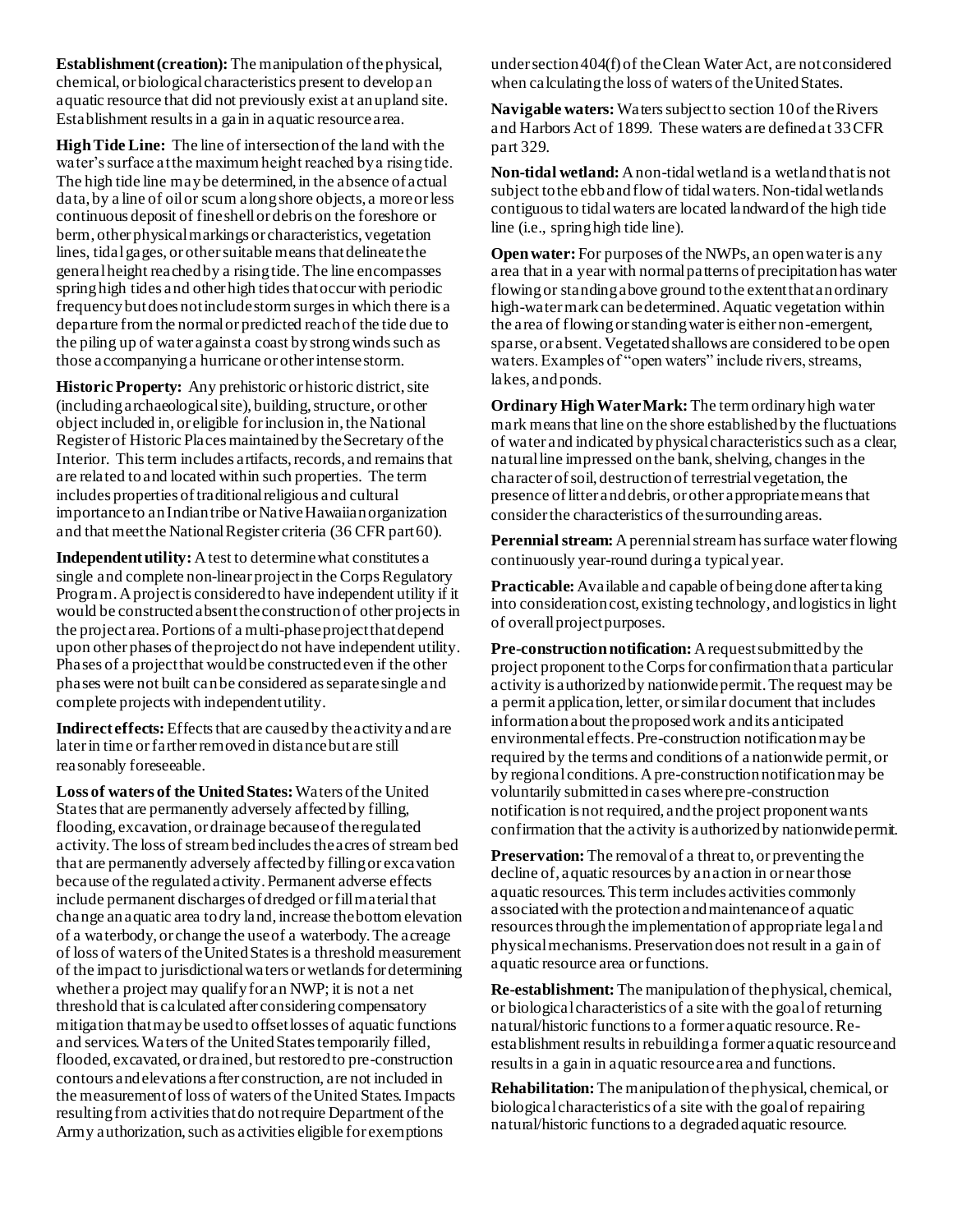**Establishment (creation):** The manipulation of the physical, chemical, or biological characteristics present to develop an aquatic resource that did not previously exist at an upland site. Establishment results in a gain in aquatic resource area.

**High Tide Line:** The line of intersection of the land with the water's surface at the maximum height reached by a rising tide. The high tide line may be determined, in the absence of actual data, by a line of oil or scum along shore objects, a more or less continuous deposit of fine shell or debris on the foreshore or berm, other physical markings or characteristics, vegetation lines, tidal gages, or other suitable means that delineate the general height reached by a rising tide. The line encompasses spring high tides and other high tides that occur with periodic frequency but does not include storm surges in which there is a departure from the normal or predicted reach of the tide due to the piling up of water against a coast by strong winds such as those accompanying a hurricane or other intense storm.

**Historic Property:** Any prehistoric or historic district, site (including archaeological site), building, structure, or other object included in, or eligible for inclusion in, the National Register of Historic Places maintained by the Secretary of the Interior. This term includes artifacts, records, and remains that are related to and located within such properties. The term includes properties of traditional religious and cultural importance to an Indian tribe or Native Hawaiian organization and that meet the National Register criteria (36 CFR part 60).

**Independent utility:** A test to determine what constitutes a single and complete non-linear project in the Corps Regulatory Program. A project is considered to have independent utility if it would be constructed absent the construction of other projects in the project area. Portions of a multi-phase project that depend upon other phases of the project do not have independent utility. Phases of a project that would be constructed even if the other phases were not built can be considered as separate single and complete projects with independent utility.

**Indirect effects:** Effects that are caused by the activity and are later in time or farther removed in distance but are still reasonably foreseeable.

**Loss of waters of the United States:** Waters of the United States that are permanently adversely affected by filling, flooding, excavation, or drainage because of the regulated activity. The loss of stream bed includes the acres of stream bed that are permanently adversely affected by filling or excavation because of the regulated activity. Permanent adverse effects include permanent discharges of dredged or fill material that change an aquatic area to dry land, increase the bottom elevation of a waterbody, or change the use of a waterbody. The acreage of loss of waters of the United States is a threshold measurement of the impact to jurisdictional waters or wetlands for determining whether a project may qualify for an NWP; it is not a net threshold that is calculated after considering compensatory mitigation that may be used to offset losses of aquatic functions and services. Waters of the United States temporarily filled, flooded, excavated, or drained, but restored to pre-construction contours and elevations after construction, are not included in the measurement of loss of waters of the United States. Impacts resulting from activities that do not require Department of the Army authorization, such as activities eligible for exemptions under section 404(f) of the Clean Water Act, are not considered when calculating the loss of waters of the United States.

**Navigable waters:** Waters subject to section 10 of the Rivers and Harbors Act of 1899. These waters are defined at 33 CFR part 329.

**Non-tidal wetland:** A non-tidal wetland is a wetland that is not subject to the ebb and flow of tidal waters. Non-tidal wetlands contiguous to tidal waters are located landward of the high tide line (i.e., spring high tide line).

**Open water:** For purposes of the NWPs, an open water is any area that in a year with normal patterns of precipitation has water flowing or standing above ground to the extent that an ordinary high-water mark can be determined. Aquatic vegetation within the area of flowing or standing water is either non-emergent, sparse, or absent. Vegetated shallows are considered to be open waters. Examples of "open waters" include rivers, streams, lakes, and ponds.

**Ordinary High Water Mark:** The term ordinary high water mark means that line on the shore established by the fluctuations of water and indicated by physical characteristics such as a clear, natural line impressed on the bank, shelving, changes in the character of soil, destruction of terrestrial vegetation, the presence of litter and debris, or other appropriate means that consider the characteristics of the surrounding areas.

**Perennial stream:** A perennial stream has surface water flowing continuously year-round during a typical year.

**Practicable:** Available and capable of being done after taking into consideration cost, existing technology, and logistics in light of overall project purposes.

**Pre-construction notification:** A request submitted by the project proponent to the Corps for confirmation that a particular activity is authorized by nationwide permit. The request may be a permit application, letter, or similar document that includes information about the proposed work and its anticipated environmental effects. Pre-construction notification may be required by the terms and conditions of a nationwide permit, or by regional conditions. A pre-construction notification may be voluntarily submitted in cases where pre-construction notification is not required, and the project proponent wants confirmation that the activity is authorized by nationwide permit.

**Preservation:** The removal of a threat to, or preventing the decline of, aquatic resources by an action in or near those aquatic resources. This term includes activities commonly associated with the protection and maintenance of aquatic resources through the implementation of appropriate legal and physical mechanisms. Preservation does not result in a gain of aquatic resource area or functions.

**Re-establishment:** The manipulation of the physical, chemical, or biological characteristics of a site with the goal of returning natural/historic functions to a former aquatic resource. Re-establishment results in rebuilding a former aquatic resource and results in a gain in aquatic resource area and functions.

**Rehabilitation:** The manipulation of the physical, chemical, or biological characteristics of a site with the goal of repairing natural/historic functions to a degraded aquatic resource.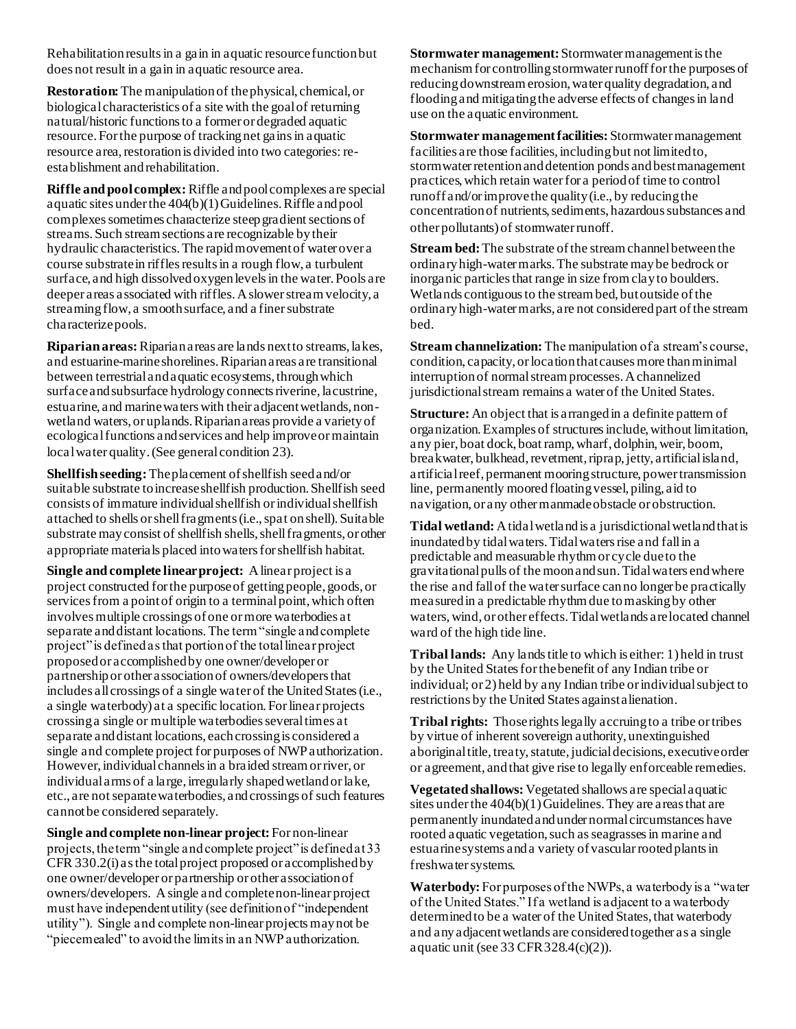Rehabilitation results in a gain in aquatic resource function but does not result in a gain in aquatic resource area.

**Restoration:** The manipulation of the physical, chemical, or biological characteristics of a site with the goal of returning natural/historic functions to a former or degraded aquatic resource. For the purpose of tracking net gains in aquatic resource area, restoration is divided into two categories: re-establishment and rehabilitation.

**Riffle and pool complex:** Riffle and pool complexes are special aquatic sites under the 404(b)(1) Guidelines. Riffle and pool complexes sometimes characterize steep gradient sections of streams. Such stream sections are recognizable by their hydraulic characteristics. The rapid movement of water over a course substrate in riffles results in a rough flow, a turbulent surface, and high dissolved oxygen levels in the water. Pools are deeper areas associated with riffles. A slower stream velocity, a streaming flow, a smooth surface, and a finer substrate characterize pools.

**Riparian areas:** Riparian areas are lands next to streams, lakes, and estuarine-marine shorelines. Riparian areas are transitional between terrestrial and aquatic ecosystems, through which surface and subsurface hydrology connects riverine, lacustrine, estuarine, and marine waters with their adjacent wetlands, non-wetland waters, or uplands. Riparian areas provide a variety of ecological functions and services and help improve or maintain local water quality. (See general condition 23).

**Shellfish seeding:** The placement of shellfish seed and/or suitable substrate to increase shellfish production. Shellfish seed consists of immature individual shellfish or individual shellfish attached to shells or shell fragments (i.e., spat on shell). Suitable substrate may consist of shellfish shells, shell fragments, or other appropriate materials placed into waters for shellfish habitat.

**Single and complete linear project:** A linear project is a project constructed for the purpose of getting people, goods, or services from a point of origin to a terminal point, which often involves multiple crossings of one or more waterbodies at separate and distant locations. The term "single and complete project" is defined as that portion of the total linear project proposed or accomplished by one owner/developer or partnership or other association of owners/developers that includes all crossings of a single water of the United States (i.e., a single waterbody) at a specific location. For linear projects crossing a single or multiple waterbodies several times at separate and distant locations, each crossing is considered a single and complete project for purposes of NWP authorization. However, individual channels in a braided stream or river, or individual arms of a large, irregularly shaped wetland or lake, etc., are not separate waterbodies, and crossings of such features cannot be considered separately.

**Single and complete non-linear project:** For non-linear projects, the term "single and complete project" is defined at 33 CFR 330.2(i) as the total project proposed or accomplished by one owner/developer or partnership or other association of owners/developers. A single and complete non-linear project must have independent utility (see definition of "independent utility"). Single and complete non-linear projects may not be "piecemealed" to avoid the limits in an NWP authorization.

**Stormwater management:** Stormwater management is the mechanism for controlling stormwater runoff for the purposes of reducing downstream erosion, water quality degradation, and flooding and mitigating the adverse effects of changes in land use on the aquatic environment.

**Stormwater management facilities:** Stormwater management facilities are those facilities, including but not limited to, stormwater retention and detention ponds and best management practices, which retain water for a period of time to control runoff and/or improve the quality (i.e., by reducing the concentration of nutrients, sediments, hazardous substances and other pollutants) of stormwater runoff.

**Stream bed:** The substrate of the stream channel between the ordinary high-water marks. The substrate may be bedrock or inorganic particles that range in size from clay to boulders. Wetlands contiguous to the stream bed, but outside of the ordinary high-water marks, are not considered part of the stream bed.

**Stream channelization:** The manipulation of a stream's course, condition, capacity, or location that causes more than minimal interruption of normal stream processes. A channelized jurisdictional stream remains a water of the United States.

**Structure:** An object that is arranged in a definite pattern of organization. Examples of structures include, without limitation, any pier, boat dock, boat ramp, wharf, dolphin, weir, boom, breakwater, bulkhead, revetment, riprap, jetty, artificial island, artificial reef, permanent mooring structure, power transmission line, permanently moored floating vessel, piling, aid to navigation, or any other manmade obstacle or obstruction.

**Tidal wetland:** A tidal wetland is a jurisdictional wetland that is inundated by tidal waters. Tidal waters rise and fall in a predictable and measurable rhythm or cycle due to the gravitational pulls of the moon and sun. Tidal waters end where the rise and fall of the water surface can no longer be practically measured in a predictable rhythm due to masking by other waters, wind, or other effects. Tidal wetlands are located channel ward of the high tide line.

**Tribal lands:** Any lands title to which is either: 1) held in trust by the United States for the benefit of any Indian tribe or individual; or 2) held by any Indian tribe or individual subject to restrictions by the United States against alienation.

**Tribal rights:** Those rights legally accruing to a tribe or tribes by virtue of inherent sovereign authority, unextinguished aboriginal title, treaty, statute, judicial decisions, executive order or agreement, and that give rise to legally enforceable remedies.

**Vegetated shallows:** Vegetated shallows are special aquatic sites under the 404(b)(1) Guidelines. They are areas that are permanently inundated and under normal circumstances have rooted aquatic vegetation, such as seagrasses in marine and estuarine systems and a variety of vascular rooted plants in freshwater systems.

**Waterbody:** For purposes of the NWPs, a waterbody is a "water of the United States." If a wetland is adjacent to a waterbody determined to be a water of the United States, that waterbody and any adjacent wetlands are considered together as a single aquatic unit (see 33 CFR 328.4(c)(2)).